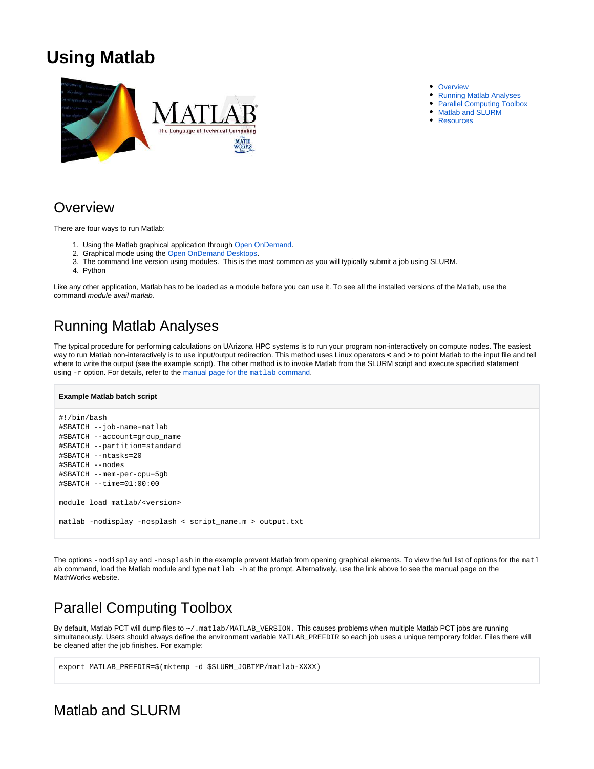# Using Matlab

- Overview
- Running Matlab Analyses
- Parallel Computing Toolbox
- Matlab and SLURM
- Resources

## Overview

There are four ways to run Matlab:

1. Using the Matlab graphical application through Open OnDemand.
2. Graphical mode using the Open OnDemand Desktops.
3. The command line version using modules.  This is the most common as you will typically submit a job using SLURM.
4. Python

Like any other application, Matlab has to be loaded as a module before you can use it. To see all the installed versions of the Matlab, use the command *module avail matlab.*

## Running Matlab Analyses

The typical procedure for performing calculations on UArizona HPC systems is to run your program non-interactively on compute nodes. The easiest way to run Matlab non-interactively is to use input/output redirection. This method uses Linux operators **<** and **>** to point Matlab to the input file and tell where to write the output (see the example script). The other method is to invoke Matlab from the SLURM script and execute specified statement using `-r` option. For details, refer to the manual page for the `matlab` command.

**Example Matlab batch script**

```
#!/bin/bash
#SBATCH --job-name=matlab
#SBATCH --account=group_name
#SBATCH --partition=standard
#SBATCH --ntasks=20
#SBATCH --nodes
#SBATCH --mem-per-cpu=5gb
#SBATCH --time=01:00:00

module load matlab/<version>

matlab -nodisplay -nosplash < script_name.m > output.txt
```

The options `-nodisplay` and `-nosplash` in the example prevent Matlab from opening graphical elements. To view the full list of options for the `matlab` command, load the Matlab module and type `matlab -h` at the prompt. Alternatively, use the link above to see the manual page on the MathWorks website.

## Parallel Computing Toolbox

By default, Matlab PCT will dump files to `~/.matlab/MATLAB_VERSION`. This causes problems when multiple Matlab PCT jobs are running simultaneously. Users should always define the environment variable `MATLAB_PREFDIR` so each job uses a unique temporary folder. Files there will be cleaned after the job finishes. For example:

```
export MATLAB_PREFDIR=$(mktemp -d $SLURM_JOBTMP/matlab-XXXX)
```

## Matlab and SLURM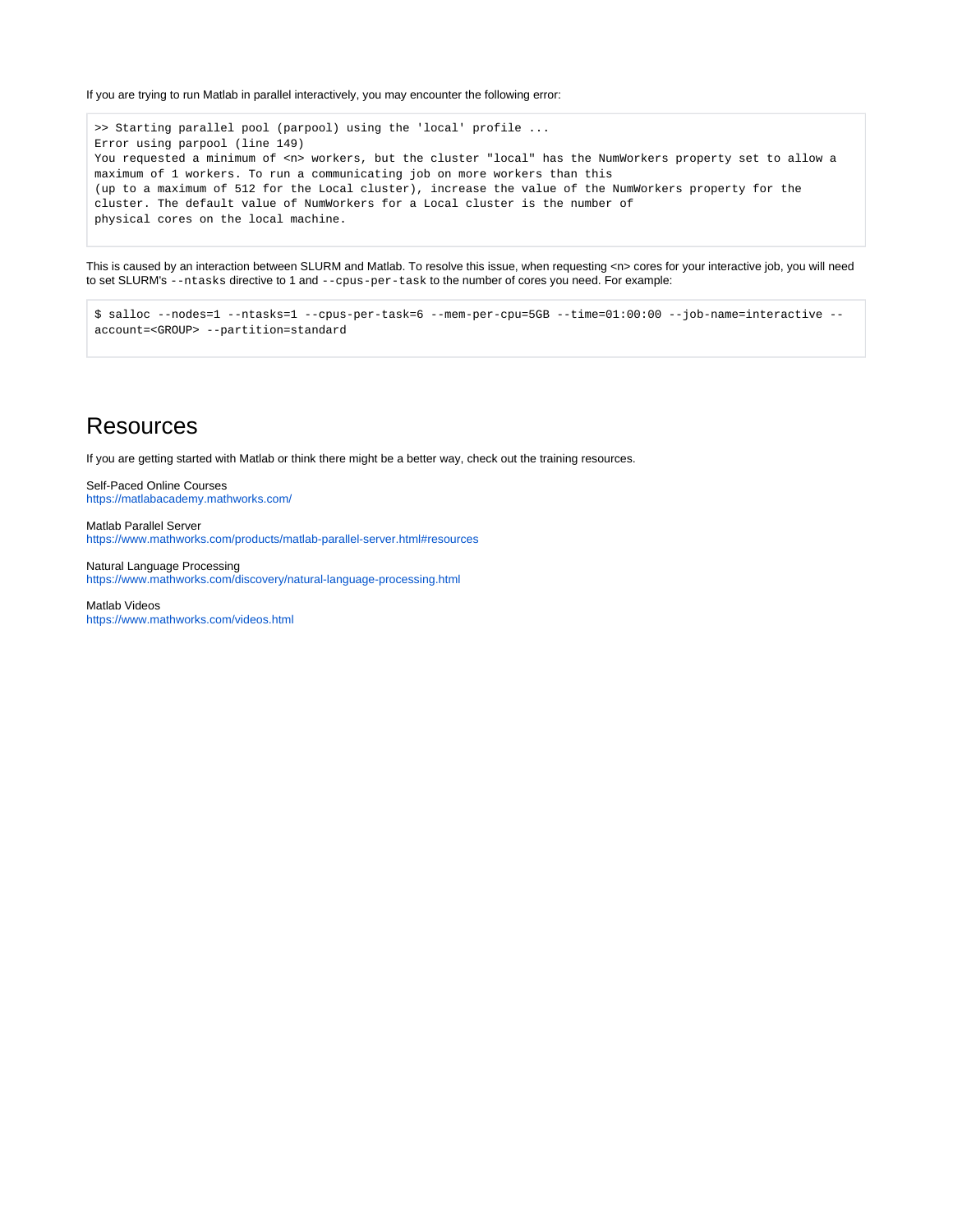If you are trying to run Matlab in parallel interactively, you may encounter the following error:

```
>> Starting parallel pool (parpool) using the 'local' profile ...
Error using parpool (line 149)
You requested a minimum of <n> workers, but the cluster "local" has the NumWorkers property set to allow a
maximum of 1 workers. To run a communicating job on more workers than this
(up to a maximum of 512 for the Local cluster), increase the value of the NumWorkers property for the
cluster. The default value of NumWorkers for a Local cluster is the number of
physical cores on the local machine.
```

This is caused by an interaction between SLURM and Matlab. To resolve this issue, when requesting <n> cores for your interactive job, you will need to set SLURM's `--ntasks` directive to 1 and `--cpus-per-task` to the number of cores you need. For example:

```
$ salloc --nodes=1 --ntasks=1 --cpus-per-task=6 --mem-per-cpu=5GB --time=01:00:00 --job-name=interactive --
account=<GROUP> --partition=standard
```

## Resources

If you are getting started with Matlab or think there might be a better way, check out the training resources.

Self-Paced Online Courses
https://matlabacademy.mathworks.com/

Matlab Parallel Server
https://www.mathworks.com/products/matlab-parallel-server.html#resources

Natural Language Processing
https://www.mathworks.com/discovery/natural-language-processing.html

Matlab Videos
https://www.mathworks.com/videos.html